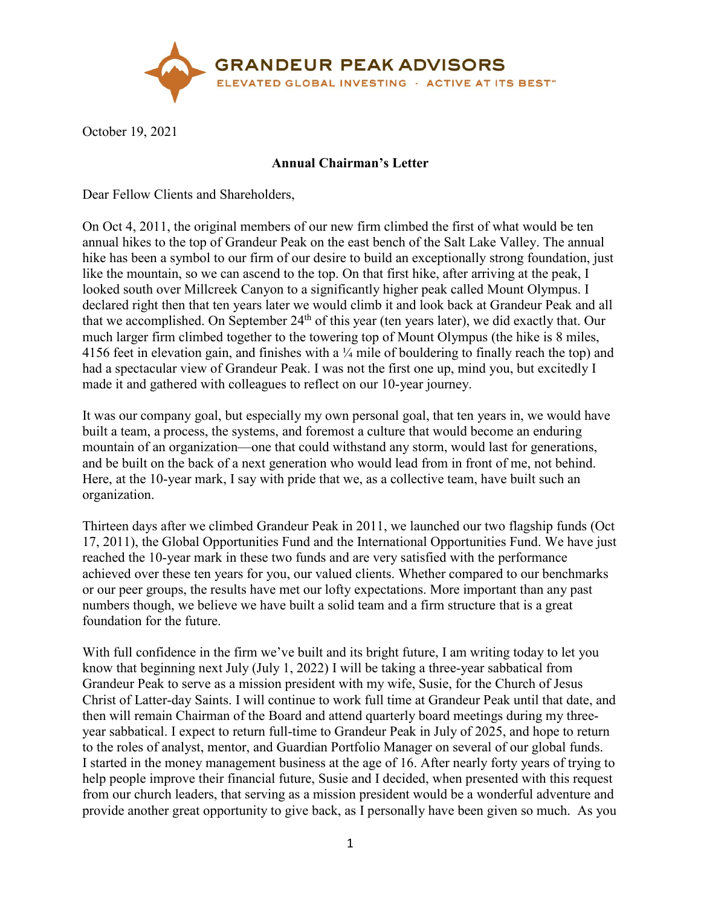**GRANDEUR PEAK ADVISORS**

ELEVATED GLOBAL INVESTING · ACTIVE AT ITS BEST℠

October 19, 2021

**Annual Chairman's Letter**

Dear Fellow Clients and Shareholders,

On Oct 4, 2011, the original members of our new firm climbed the first of what would be ten annual hikes to the top of Grandeur Peak on the east bench of the Salt Lake Valley. The annual hike has been a symbol to our firm of our desire to build an exceptionally strong foundation, just like the mountain, so we can ascend to the top. On that first hike, after arriving at the peak, I looked south over Millcreek Canyon to a significantly higher peak called Mount Olympus. I declared right then that ten years later we would climb it and look back at Grandeur Peak and all that we accomplished. On September 24th of this year (ten years later), we did exactly that. Our much larger firm climbed together to the towering top of Mount Olympus (the hike is 8 miles, 4156 feet in elevation gain, and finishes with a ¼ mile of bouldering to finally reach the top) and had a spectacular view of Grandeur Peak. I was not the first one up, mind you, but excitedly I made it and gathered with colleagues to reflect on our 10-year journey.

It was our company goal, but especially my own personal goal, that ten years in, we would have built a team, a process, the systems, and foremost a culture that would become an enduring mountain of an organization—one that could withstand any storm, would last for generations, and be built on the back of a next generation who would lead from in front of me, not behind. Here, at the 10-year mark, I say with pride that we, as a collective team, have built such an organization.

Thirteen days after we climbed Grandeur Peak in 2011, we launched our two flagship funds (Oct 17, 2011), the Global Opportunities Fund and the International Opportunities Fund. We have just reached the 10-year mark in these two funds and are very satisfied with the performance achieved over these ten years for you, our valued clients. Whether compared to our benchmarks or our peer groups, the results have met our lofty expectations. More important than any past numbers though, we believe we have built a solid team and a firm structure that is a great foundation for the future.

With full confidence in the firm we've built and its bright future, I am writing today to let you know that beginning next July (July 1, 2022) I will be taking a three-year sabbatical from Grandeur Peak to serve as a mission president with my wife, Susie, for the Church of Jesus Christ of Latter-day Saints. I will continue to work full time at Grandeur Peak until that date, and then will remain Chairman of the Board and attend quarterly board meetings during my three-year sabbatical. I expect to return full-time to Grandeur Peak in July of 2025, and hope to return to the roles of analyst, mentor, and Guardian Portfolio Manager on several of our global funds. I started in the money management business at the age of 16. After nearly forty years of trying to help people improve their financial future, Susie and I decided, when presented with this request from our church leaders, that serving as a mission president would be a wonderful adventure and provide another great opportunity to give back, as I personally have been given so much. As you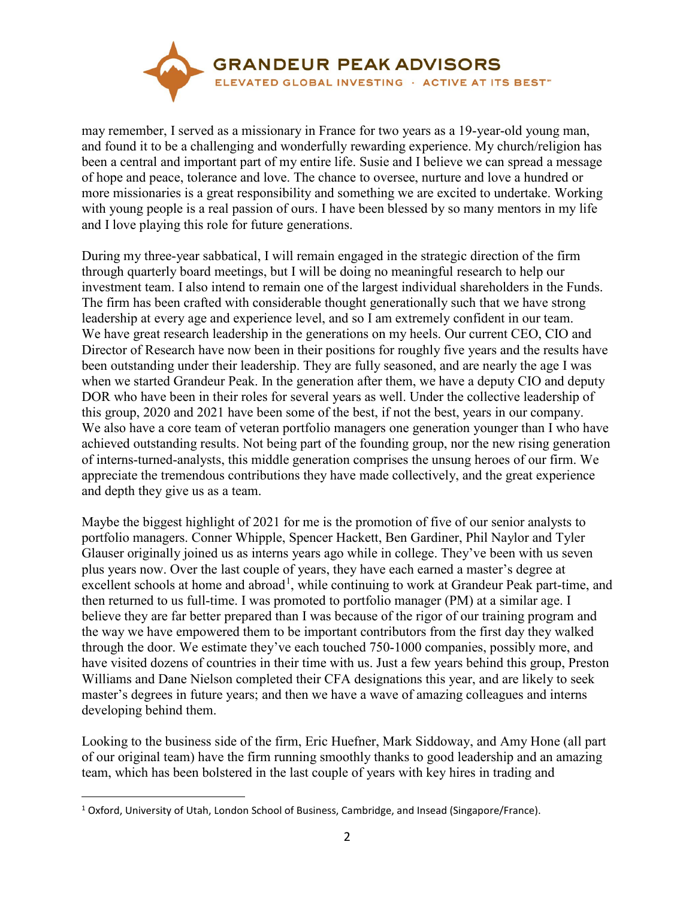may remember, I served as a missionary in France for two years as a 19-year-old young man, and found it to be a challenging and wonderfully rewarding experience. My church/religion has been a central and important part of my entire life. Susie and I believe we can spread a message of hope and peace, tolerance and love. The chance to oversee, nurture and love a hundred or more missionaries is a great responsibility and something we are excited to undertake. Working with young people is a real passion of ours. I have been blessed by so many mentors in my life and I love playing this role for future generations.

During my three-year sabbatical, I will remain engaged in the strategic direction of the firm through quarterly board meetings, but I will be doing no meaningful research to help our investment team. I also intend to remain one of the largest individual shareholders in the Funds. The firm has been crafted with considerable thought generationally such that we have strong leadership at every age and experience level, and so I am extremely confident in our team. We have great research leadership in the generations on my heels. Our current CEO, CIO and Director of Research have now been in their positions for roughly five years and the results have been outstanding under their leadership. They are fully seasoned, and are nearly the age I was when we started Grandeur Peak. In the generation after them, we have a deputy CIO and deputy DOR who have been in their roles for several years as well. Under the collective leadership of this group, 2020 and 2021 have been some of the best, if not the best, years in our company. We also have a core team of veteran portfolio managers one generation younger than I who have achieved outstanding results. Not being part of the founding group, nor the new rising generation of interns-turned-analysts, this middle generation comprises the unsung heroes of our firm. We appreciate the tremendous contributions they have made collectively, and the great experience and depth they give us as a team.

Maybe the biggest highlight of 2021 for me is the promotion of five of our senior analysts to portfolio managers. Conner Whipple, Spencer Hackett, Ben Gardiner, Phil Naylor and Tyler Glauser originally joined us as interns years ago while in college. They've been with us seven plus years now. Over the last couple of years, they have each earned a master's degree at excellent schools at home and abroad[1], while continuing to work at Grandeur Peak part-time, and then returned to us full-time. I was promoted to portfolio manager (PM) at a similar age. I believe they are far better prepared than I was because of the rigor of our training program and the way we have empowered them to be important contributors from the first day they walked through the door. We estimate they've each touched 750-1000 companies, possibly more, and have visited dozens of countries in their time with us. Just a few years behind this group, Preston Williams and Dane Nielson completed their CFA designations this year, and are likely to seek master's degrees in future years; and then we have a wave of amazing colleagues and interns developing behind them.

Looking to the business side of the firm, Eric Huefner, Mark Siddoway, and Amy Hone (all part of our original team) have the firm running smoothly thanks to good leadership and an amazing team, which has been bolstered in the last couple of years with key hires in trading and

[1] Oxford, University of Utah, London School of Business, Cambridge, and Insead (Singapore/France).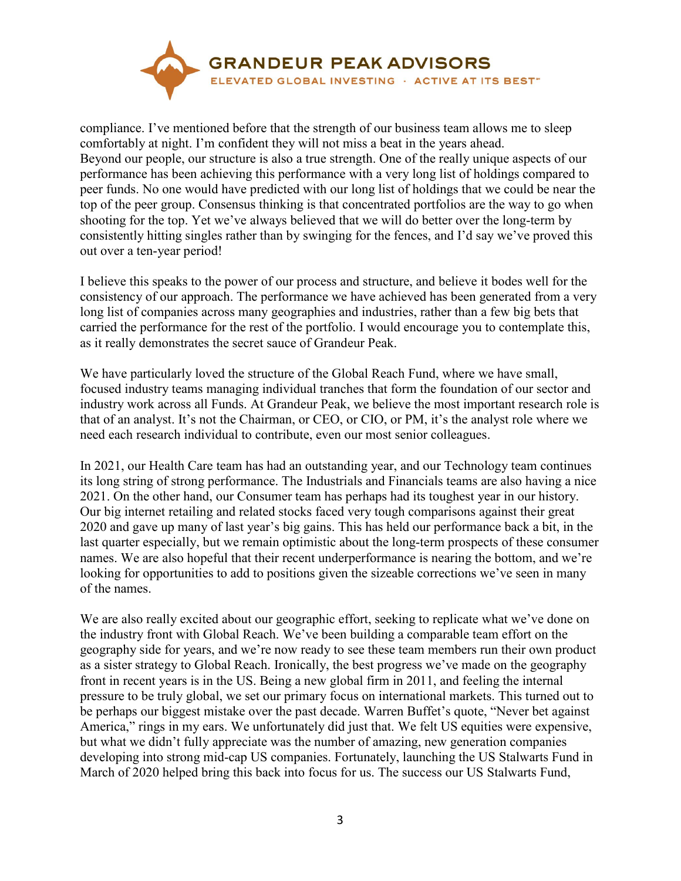compliance. I've mentioned before that the strength of our business team allows me to sleep comfortably at night. I'm confident they will not miss a beat in the years ahead.
Beyond our people, our structure is also a true strength. One of the really unique aspects of our performance has been achieving this performance with a very long list of holdings compared to peer funds. No one would have predicted with our long list of holdings that we could be near the top of the peer group. Consensus thinking is that concentrated portfolios are the way to go when shooting for the top. Yet we've always believed that we will do better over the long-term by consistently hitting singles rather than by swinging for the fences, and I'd say we've proved this out over a ten-year period!

I believe this speaks to the power of our process and structure, and believe it bodes well for the consistency of our approach. The performance we have achieved has been generated from a very long list of companies across many geographies and industries, rather than a few big bets that carried the performance for the rest of the portfolio. I would encourage you to contemplate this, as it really demonstrates the secret sauce of Grandeur Peak.

We have particularly loved the structure of the Global Reach Fund, where we have small, focused industry teams managing individual tranches that form the foundation of our sector and industry work across all Funds. At Grandeur Peak, we believe the most important research role is that of an analyst. It's not the Chairman, or CEO, or CIO, or PM, it's the analyst role where we need each research individual to contribute, even our most senior colleagues.

In 2021, our Health Care team has had an outstanding year, and our Technology team continues its long string of strong performance. The Industrials and Financials teams are also having a nice 2021. On the other hand, our Consumer team has perhaps had its toughest year in our history. Our big internet retailing and related stocks faced very tough comparisons against their great 2020 and gave up many of last year's big gains. This has held our performance back a bit, in the last quarter especially, but we remain optimistic about the long-term prospects of these consumer names. We are also hopeful that their recent underperformance is nearing the bottom, and we're looking for opportunities to add to positions given the sizeable corrections we've seen in many of the names.

We are also really excited about our geographic effort, seeking to replicate what we've done on the industry front with Global Reach. We've been building a comparable team effort on the geography side for years, and we're now ready to see these team members run their own product as a sister strategy to Global Reach. Ironically, the best progress we've made on the geography front in recent years is in the US. Being a new global firm in 2011, and feeling the internal pressure to be truly global, we set our primary focus on international markets. This turned out to be perhaps our biggest mistake over the past decade. Warren Buffet's quote, "Never bet against America," rings in my ears. We unfortunately did just that. We felt US equities were expensive, but what we didn't fully appreciate was the number of amazing, new generation companies developing into strong mid-cap US companies. Fortunately, launching the US Stalwarts Fund in March of 2020 helped bring this back into focus for us. The success our US Stalwarts Fund,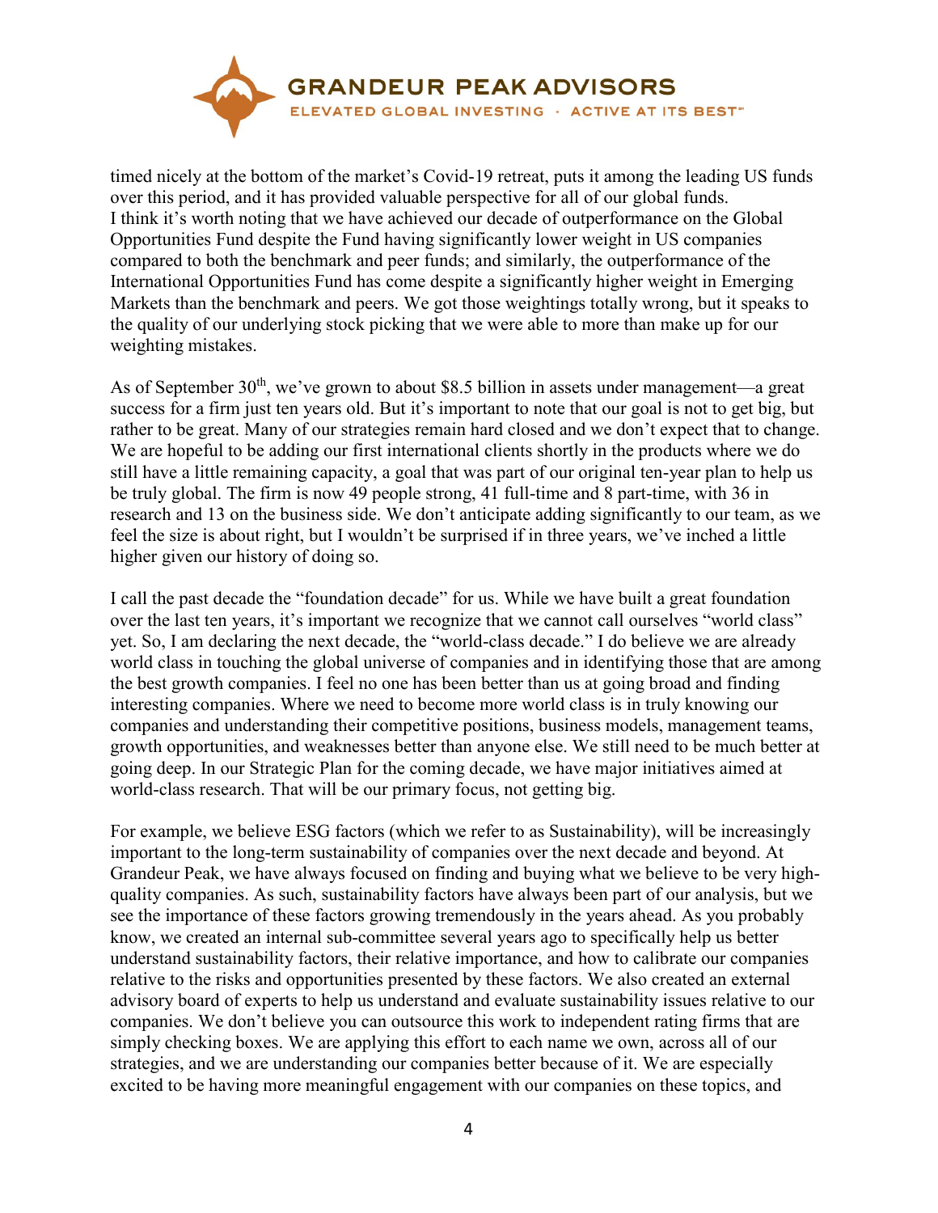timed nicely at the bottom of the market's Covid-19 retreat, puts it among the leading US funds over this period, and it has provided valuable perspective for all of our global funds. I think it's worth noting that we have achieved our decade of outperformance on the Global Opportunities Fund despite the Fund having significantly lower weight in US companies compared to both the benchmark and peer funds; and similarly, the outperformance of the International Opportunities Fund has come despite a significantly higher weight in Emerging Markets than the benchmark and peers. We got those weightings totally wrong, but it speaks to the quality of our underlying stock picking that we were able to more than make up for our weighting mistakes.

As of September 30th, we've grown to about $8.5 billion in assets under management—a great success for a firm just ten years old. But it's important to note that our goal is not to get big, but rather to be great. Many of our strategies remain hard closed and we don't expect that to change. We are hopeful to be adding our first international clients shortly in the products where we do still have a little remaining capacity, a goal that was part of our original ten-year plan to help us be truly global. The firm is now 49 people strong, 41 full-time and 8 part-time, with 36 in research and 13 on the business side. We don't anticipate adding significantly to our team, as we feel the size is about right, but I wouldn't be surprised if in three years, we've inched a little higher given our history of doing so.

I call the past decade the "foundation decade" for us. While we have built a great foundation over the last ten years, it's important we recognize that we cannot call ourselves "world class" yet. So, I am declaring the next decade, the "world-class decade." I do believe we are already world class in touching the global universe of companies and in identifying those that are among the best growth companies. I feel no one has been better than us at going broad and finding interesting companies. Where we need to become more world class is in truly knowing our companies and understanding their competitive positions, business models, management teams, growth opportunities, and weaknesses better than anyone else. We still need to be much better at going deep. In our Strategic Plan for the coming decade, we have major initiatives aimed at world-class research. That will be our primary focus, not getting big.

For example, we believe ESG factors (which we refer to as Sustainability), will be increasingly important to the long-term sustainability of companies over the next decade and beyond. At Grandeur Peak, we have always focused on finding and buying what we believe to be very high-quality companies. As such, sustainability factors have always been part of our analysis, but we see the importance of these factors growing tremendously in the years ahead. As you probably know, we created an internal sub-committee several years ago to specifically help us better understand sustainability factors, their relative importance, and how to calibrate our companies relative to the risks and opportunities presented by these factors. We also created an external advisory board of experts to help us understand and evaluate sustainability issues relative to our companies. We don't believe you can outsource this work to independent rating firms that are simply checking boxes. We are applying this effort to each name we own, across all of our strategies, and we are understanding our companies better because of it. We are especially excited to be having more meaningful engagement with our companies on these topics, and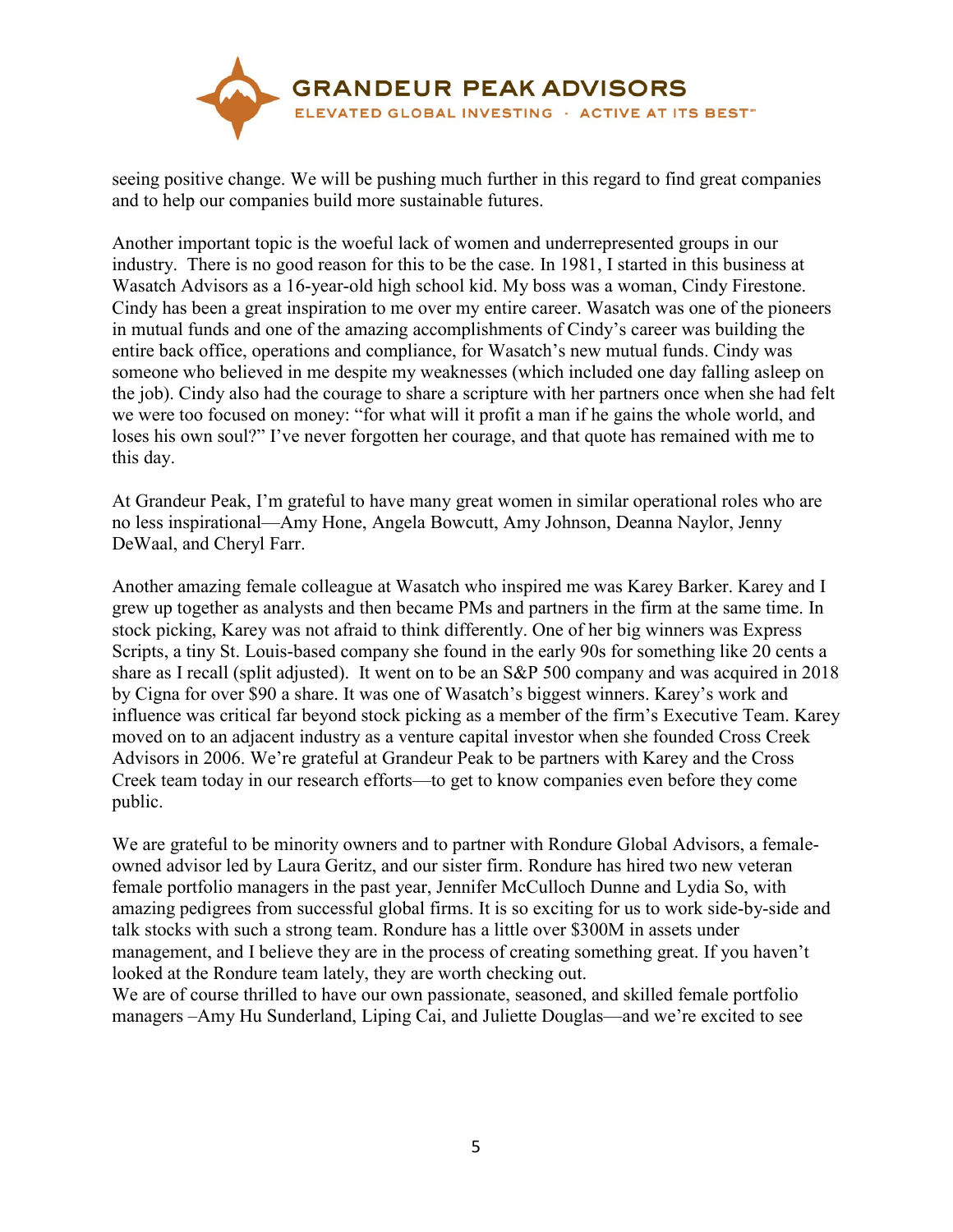seeing positive change. We will be pushing much further in this regard to find great companies and to help our companies build more sustainable futures.

Another important topic is the woeful lack of women and underrepresented groups in our industry. There is no good reason for this to be the case. In 1981, I started in this business at Wasatch Advisors as a 16-year-old high school kid. My boss was a woman, Cindy Firestone. Cindy has been a great inspiration to me over my entire career. Wasatch was one of the pioneers in mutual funds and one of the amazing accomplishments of Cindy's career was building the entire back office, operations and compliance, for Wasatch's new mutual funds. Cindy was someone who believed in me despite my weaknesses (which included one day falling asleep on the job). Cindy also had the courage to share a scripture with her partners once when she had felt we were too focused on money: "for what will it profit a man if he gains the whole world, and loses his own soul?" I've never forgotten her courage, and that quote has remained with me to this day.

At Grandeur Peak, I'm grateful to have many great women in similar operational roles who are no less inspirational—Amy Hone, Angela Bowcutt, Amy Johnson, Deanna Naylor, Jenny DeWaal, and Cheryl Farr.

Another amazing female colleague at Wasatch who inspired me was Karey Barker. Karey and I grew up together as analysts and then became PMs and partners in the firm at the same time. In stock picking, Karey was not afraid to think differently. One of her big winners was Express Scripts, a tiny St. Louis-based company she found in the early 90s for something like 20 cents a share as I recall (split adjusted). It went on to be an S&P 500 company and was acquired in 2018 by Cigna for over $90 a share. It was one of Wasatch's biggest winners. Karey's work and influence was critical far beyond stock picking as a member of the firm's Executive Team. Karey moved on to an adjacent industry as a venture capital investor when she founded Cross Creek Advisors in 2006. We're grateful at Grandeur Peak to be partners with Karey and the Cross Creek team today in our research efforts—to get to know companies even before they come public.

We are grateful to be minority owners and to partner with Rondure Global Advisors, a female-owned advisor led by Laura Geritz, and our sister firm. Rondure has hired two new veteran female portfolio managers in the past year, Jennifer McCulloch Dunne and Lydia So, with amazing pedigrees from successful global firms. It is so exciting for us to work side-by-side and talk stocks with such a strong team. Rondure has a little over $300M in assets under management, and I believe they are in the process of creating something great. If you haven't looked at the Rondure team lately, they are worth checking out.

We are of course thrilled to have our own passionate, seasoned, and skilled female portfolio managers –Amy Hu Sunderland, Liping Cai, and Juliette Douglas—and we're excited to see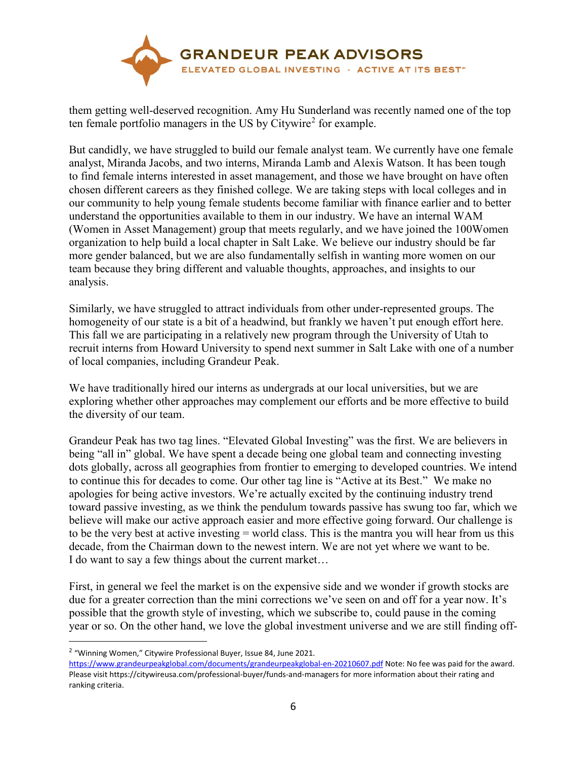them getting well-deserved recognition. Amy Hu Sunderland was recently named one of the top ten female portfolio managers in the US by Citywire[2] for example.

But candidly, we have struggled to build our female analyst team. We currently have one female analyst, Miranda Jacobs, and two interns, Miranda Lamb and Alexis Watson. It has been tough to find female interns interested in asset management, and those we have brought on have often chosen different careers as they finished college. We are taking steps with local colleges and in our community to help young female students become familiar with finance earlier and to better understand the opportunities available to them in our industry. We have an internal WAM (Women in Asset Management) group that meets regularly, and we have joined the 100Women organization to help build a local chapter in Salt Lake. We believe our industry should be far more gender balanced, but we are also fundamentally selfish in wanting more women on our team because they bring different and valuable thoughts, approaches, and insights to our analysis.

Similarly, we have struggled to attract individuals from other under-represented groups. The homogeneity of our state is a bit of a headwind, but frankly we haven't put enough effort here. This fall we are participating in a relatively new program through the University of Utah to recruit interns from Howard University to spend next summer in Salt Lake with one of a number of local companies, including Grandeur Peak.

We have traditionally hired our interns as undergrads at our local universities, but we are exploring whether other approaches may complement our efforts and be more effective to build the diversity of our team.

Grandeur Peak has two tag lines. "Elevated Global Investing" was the first. We are believers in being "all in" global. We have spent a decade being one global team and connecting investing dots globally, across all geographies from frontier to emerging to developed countries. We intend to continue this for decades to come. Our other tag line is "Active at its Best." We make no apologies for being active investors. We're actually excited by the continuing industry trend toward passive investing, as we think the pendulum towards passive has swung too far, which we believe will make our active approach easier and more effective going forward. Our challenge is to be the very best at active investing = world class. This is the mantra you will hear from us this decade, from the Chairman down to the newest intern. We are not yet where we want to be.
I do want to say a few things about the current market…

First, in general we feel the market is on the expensive side and we wonder if growth stocks are due for a greater correction than the mini corrections we've seen on and off for a year now. It's possible that the growth style of investing, which we subscribe to, could pause in the coming year or so. On the other hand, we love the global investment universe and we are still finding off-

---

[2] "Winning Women," Citywire Professional Buyer, Issue 84, June 2021.
https://www.grandeurpeakglobal.com/documents/grandeurpeakglobal-en-20210607.pdf Note: No fee was paid for the award. Please visit https://citywireusa.com/professional-buyer/funds-and-managers for more information about their rating and ranking criteria.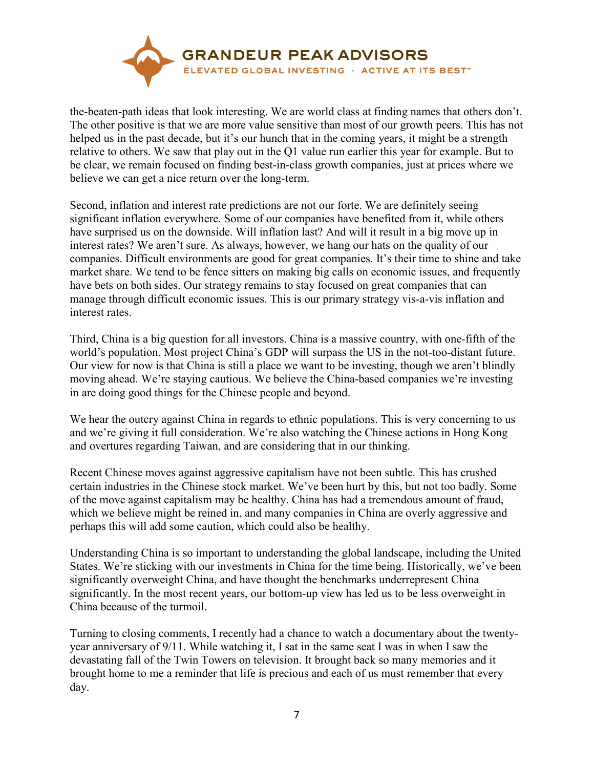the-beaten-path ideas that look interesting. We are world class at finding names that others don't. The other positive is that we are more value sensitive than most of our growth peers. This has not helped us in the past decade, but it's our hunch that in the coming years, it might be a strength relative to others. We saw that play out in the Q1 value run earlier this year for example. But to be clear, we remain focused on finding best-in-class growth companies, just at prices where we believe we can get a nice return over the long-term.

Second, inflation and interest rate predictions are not our forte. We are definitely seeing significant inflation everywhere. Some of our companies have benefited from it, while others have surprised us on the downside. Will inflation last? And will it result in a big move up in interest rates? We aren't sure. As always, however, we hang our hats on the quality of our companies. Difficult environments are good for great companies. It's their time to shine and take market share. We tend to be fence sitters on making big calls on economic issues, and frequently have bets on both sides. Our strategy remains to stay focused on great companies that can manage through difficult economic issues. This is our primary strategy vis-a-vis inflation and interest rates.

Third, China is a big question for all investors. China is a massive country, with one-fifth of the world's population. Most project China's GDP will surpass the US in the not-too-distant future. Our view for now is that China is still a place we want to be investing, though we aren't blindly moving ahead. We're staying cautious. We believe the China-based companies we're investing in are doing good things for the Chinese people and beyond.

We hear the outcry against China in regards to ethnic populations. This is very concerning to us and we're giving it full consideration. We're also watching the Chinese actions in Hong Kong and overtures regarding Taiwan, and are considering that in our thinking.

Recent Chinese moves against aggressive capitalism have not been subtle. This has crushed certain industries in the Chinese stock market. We've been hurt by this, but not too badly. Some of the move against capitalism may be healthy. China has had a tremendous amount of fraud, which we believe might be reined in, and many companies in China are overly aggressive and perhaps this will add some caution, which could also be healthy.

Understanding China is so important to understanding the global landscape, including the United States. We're sticking with our investments in China for the time being. Historically, we've been significantly overweight China, and have thought the benchmarks underrepresent China significantly. In the most recent years, our bottom-up view has led us to be less overweight in China because of the turmoil.

Turning to closing comments, I recently had a chance to watch a documentary about the twenty-year anniversary of 9/11. While watching it, I sat in the same seat I was in when I saw the devastating fall of the Twin Towers on television. It brought back so many memories and it brought home to me a reminder that life is precious and each of us must remember that every day.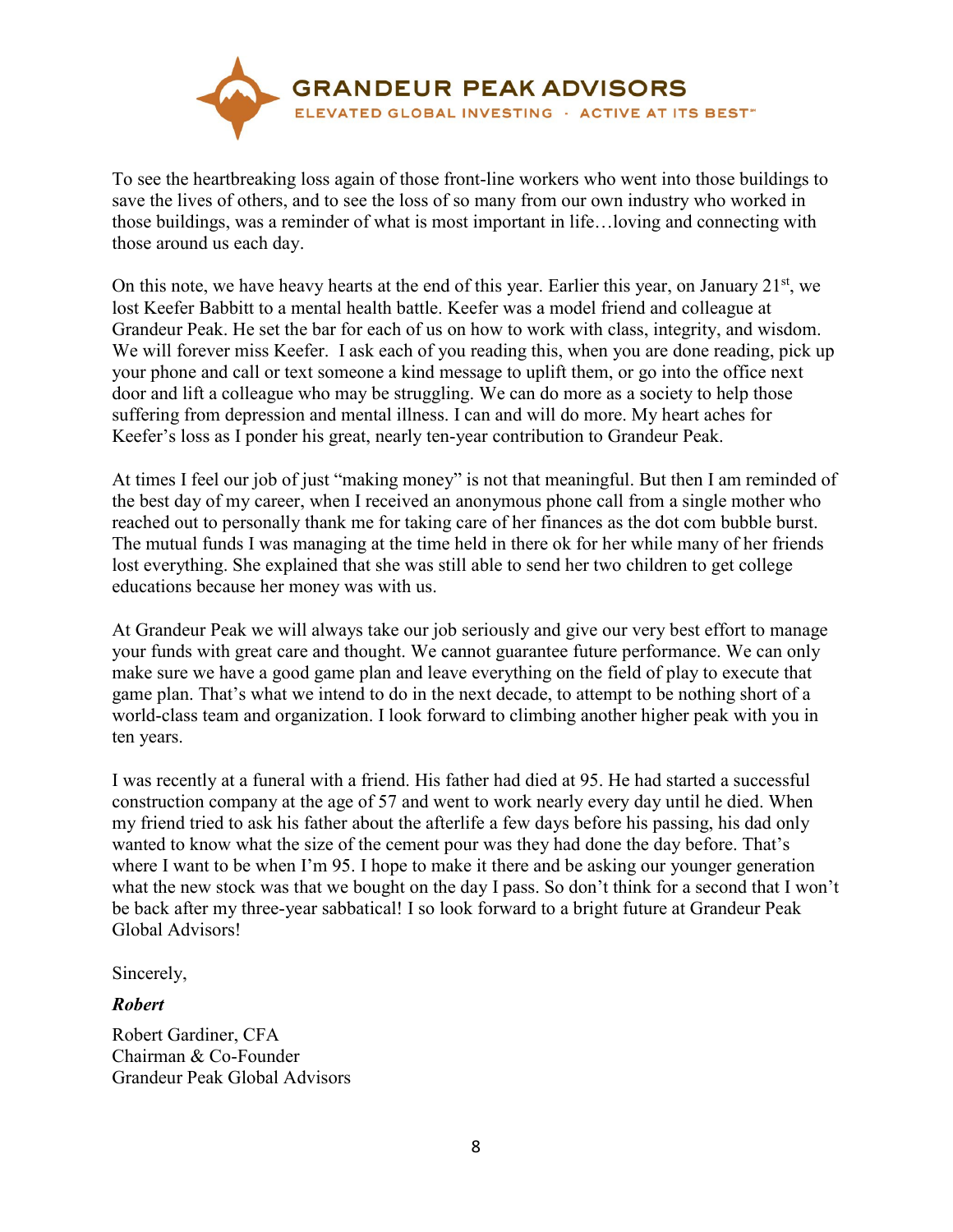To see the heartbreaking loss again of those front-line workers who went into those buildings to save the lives of others, and to see the loss of so many from our own industry who worked in those buildings, was a reminder of what is most important in life…loving and connecting with those around us each day.

On this note, we have heavy hearts at the end of this year. Earlier this year, on January 21st, we lost Keefer Babbitt to a mental health battle. Keefer was a model friend and colleague at Grandeur Peak. He set the bar for each of us on how to work with class, integrity, and wisdom. We will forever miss Keefer. I ask each of you reading this, when you are done reading, pick up your phone and call or text someone a kind message to uplift them, or go into the office next door and lift a colleague who may be struggling. We can do more as a society to help those suffering from depression and mental illness. I can and will do more. My heart aches for Keefer's loss as I ponder his great, nearly ten-year contribution to Grandeur Peak.

At times I feel our job of just "making money" is not that meaningful. But then I am reminded of the best day of my career, when I received an anonymous phone call from a single mother who reached out to personally thank me for taking care of her finances as the dot com bubble burst. The mutual funds I was managing at the time held in there ok for her while many of her friends lost everything. She explained that she was still able to send her two children to get college educations because her money was with us.

At Grandeur Peak we will always take our job seriously and give our very best effort to manage your funds with great care and thought. We cannot guarantee future performance. We can only make sure we have a good game plan and leave everything on the field of play to execute that game plan. That's what we intend to do in the next decade, to attempt to be nothing short of a world-class team and organization. I look forward to climbing another higher peak with you in ten years.

I was recently at a funeral with a friend. His father had died at 95. He had started a successful construction company at the age of 57 and went to work nearly every day until he died. When my friend tried to ask his father about the afterlife a few days before his passing, his dad only wanted to know what the size of the cement pour was they had done the day before. That's where I want to be when I'm 95. I hope to make it there and be asking our younger generation what the new stock was that we bought on the day I pass. So don't think for a second that I won't be back after my three-year sabbatical! I so look forward to a bright future at Grandeur Peak Global Advisors!

Sincerely,

***Robert***

Robert Gardiner, CFA
Chairman & Co-Founder
Grandeur Peak Global Advisors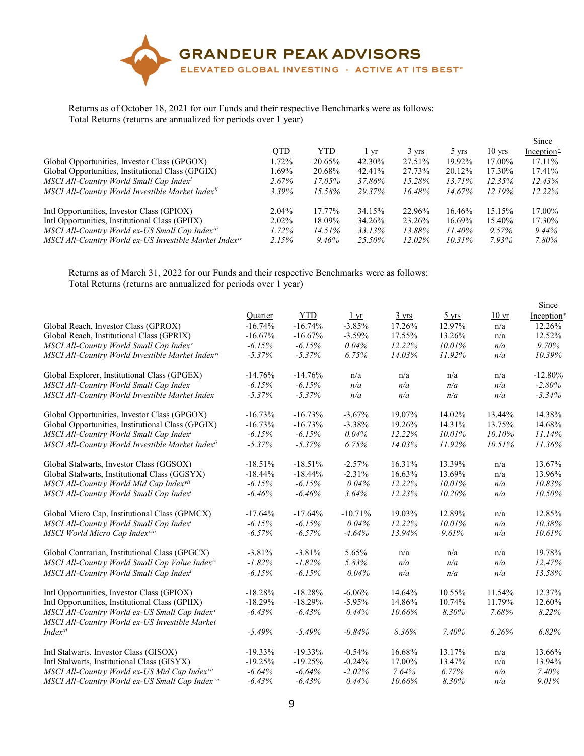# GRANDEUR PEAK ADVISORS

ELEVATED GLOBAL INVESTING · ACTIVE AT ITS BEST℠

Returns as of October 18, 2021 for our Funds and their respective Benchmarks were as follows:
Total Returns (returns are annualized for periods over 1 year)

| | QTD | YTD | 1 yr | 3 yrs | 5 yrs | 10 yrs | Since Inception* |
|---|---|---|---|---|---|---|---|
| Global Opportunities, Investor Class (GPGOX) | 1.72% | 20.65% | 42.30% | 27.51% | 19.92% | 17.00% | 17.11% |
| Global Opportunities, Institutional Class (GPGIX) | 1.69% | 20.68% | 42.41% | 27.73% | 20.12% | 17.30% | 17.41% |
| *MSCI All-Country World Small Cap Index*[i] | *2.67%* | *17.05%* | *37.86%* | *15.28%* | *13.71%* | *12.35%* | *12.43%* |
| *MSCI All-Country World Investible Market Index*[ii] | *3.39%* | *15.58%* | *29.37%* | *16.48%* | *14.67%* | *12.19%* | *12.22%* |
| | | | | | | | |
| Intl Opportunities, Investor Class (GPIOX) | 2.04% | 17.77% | 34.15% | 22.96% | 16.46% | 15.15% | 17.00% |
| Intl Opportunities, Institutional Class (GPIIX) | 2.02% | 18.09% | 34.26% | 23.26% | 16.69% | 15.40% | 17.30% |
| *MSCI All-Country World ex-US Small Cap Index*[iii] | *1.72%* | *14.51%* | *33.13%* | *13.88%* | *11.40%* | *9.57%* | *9.44%* |
| *MSCI All-Country World ex-US Investible Market Index*[iv] | *2.15%* | *9.46%* | *25.50%* | *12.02%* | *10.31%* | *7.93%* | *7.80%* |

Returns as of March 31, 2022 for our Funds and their respective Benchmarks were as follows:
Total Returns (returns are annualized for periods over 1 year)

| | Quarter | YTD | 1 yr | 3 yrs | 5 yrs | 10 yr | Since Inception* |
|---|---|---|---|---|---|---|---|
| Global Reach, Investor Class (GPROX) | -16.74% | -16.74% | -3.85% | 17.26% | 12.97% | n/a | 12.26% |
| Global Reach, Institutional Class (GPRIX) | -16.67% | -16.67% | -3.59% | 17.55% | 13.26% | n/a | 12.52% |
| *MSCI All-Country World Small Cap Index*[v] | *-6.15%* | *-6.15%* | *0.04%* | *12.22%* | *10.01%* | *n/a* | *9.70%* |
| *MSCI All-Country World Investible Market Index*[vi] | *-5.37%* | *-5.37%* | *6.75%* | *14.03%* | *11.92%* | *n/a* | *10.39%* |
| | | | | | | | |
| Global Explorer, Institutional Class (GPGEX) | -14.76% | -14.76% | n/a | n/a | n/a | n/a | -12.80% |
| *MSCI All-Country World Small Cap Index* | *-6.15%* | *-6.15%* | *n/a* | *n/a* | *n/a* | *n/a* | *-2.80%* |
| *MSCI All-Country World Investible Market Index* | *-5.37%* | *-5.37%* | *n/a* | *n/a* | *n/a* | *n/a* | *-3.34%* |
| | | | | | | | |
| Global Opportunities, Investor Class (GPGOX) | -16.73% | -16.73% | -3.67% | 19.07% | 14.02% | 13.44% | 14.38% |
| Global Opportunities, Institutional Class (GPGIX) | -16.73% | -16.73% | -3.38% | 19.26% | 14.31% | 13.75% | 14.68% |
| *MSCI All-Country World Small Cap Index*[i] | *-6.15%* | *-6.15%* | *0.04%* | *12.22%* | *10.01%* | *10.10%* | *11.14%* |
| *MSCI All-Country World Investible Market Index*[ii] | *-5.37%* | *-5.37%* | *6.75%* | *14.03%* | *11.92%* | *10.51%* | *11.36%* |
| | | | | | | | |
| Global Stalwarts, Investor Class (GGSOX) | -18.51% | -18.51% | -2.57% | 16.31% | 13.39% | n/a | 13.67% |
| Global Stalwarts, Institutional Class (GGSYX) | -18.44% | -18.44% | -2.31% | 16.63% | 13.69% | n/a | 13.96% |
| *MSCI All-Country World Mid Cap Index*[vii] | *-6.15%* | *-6.15%* | *0.04%* | *12.22%* | *10.01%* | *n/a* | *10.83%* |
| *MSCI All-Country World Small Cap Index*[i] | *-6.46%* | *-6.46%* | *3.64%* | *12.23%* | *10.20%* | *n/a* | *10.50%* |
| | | | | | | | |
| Global Micro Cap, Institutional Class (GPMCX) | -17.64% | -17.64% | -10.71% | 19.03% | 12.89% | n/a | 12.85% |
| *MSCI All-Country World Small Cap Index*[i] | *-6.15%* | *-6.15%* | *0.04%* | *12.22%* | *10.01%* | *n/a* | *10.38%* |
| *MSCI World Micro Cap Index*[viii] | *-6.57%* | *-6.57%* | *-4.64%* | *13.94%* | *9.61%* | *n/a* | *10.61%* |
| | | | | | | | |
| Global Contrarian, Institutional Class (GPGCX) | -3.81% | -3.81% | 5.65% | n/a | n/a | n/a | 19.78% |
| *MSCI All-Country World Small Cap Value Index*[ix] | *-1.82%* | *-1.82%* | *5.83%* | *n/a* | *n/a* | *n/a* | *12.47%* |
| *MSCI All-Country World Small Cap Index*[i] | *-6.15%* | *-6.15%* | *0.04%* | *n/a* | *n/a* | *n/a* | *13.58%* |
| | | | | | | | |
| Intl Opportunities, Investor Class (GPIOX) | -18.28% | -18.28% | -6.06% | 14.64% | 10.55% | 11.54% | 12.37% |
| Intl Opportunities, Institutional Class (GPIIX) | -18.29% | -18.29% | -5.95% | 14.86% | 10.74% | 11.79% | 12.60% |
| *MSCI All-Country World ex-US Small Cap Index*[x] | *-6.43%* | *-6.43%* | *0.44%* | *10.66%* | *8.30%* | *7.68%* | *8.22%* |
| *MSCI All-Country World ex-US Investible Market Index*[xi] | *-5.49%* | *-5.49%* | *-0.84%* | *8.36%* | *7.40%* | *6.26%* | *6.82%* |
| | | | | | | | |
| Intl Stalwarts, Investor Class (GISOX) | -19.33% | -19.33% | -0.54% | 16.68% | 13.17% | n/a | 13.66% |
| Intl Stalwarts, Institutional Class (GISYX) | -19.25% | -19.25% | -0.24% | 17.00% | 13.47% | n/a | 13.94% |
| *MSCI All-Country World ex-US Mid Cap Index*[xii] | *-6.64%* | *-6.64%* | *-2.02%* | *7.64%* | *6.77%* | *n/a* | *7.40%* |
| *MSCI All-Country World ex-US Small Cap Index*[vi] | *-6.43%* | *-6.43%* | *0.44%* | *10.66%* | *8.30%* | *n/a* | *9.01%* |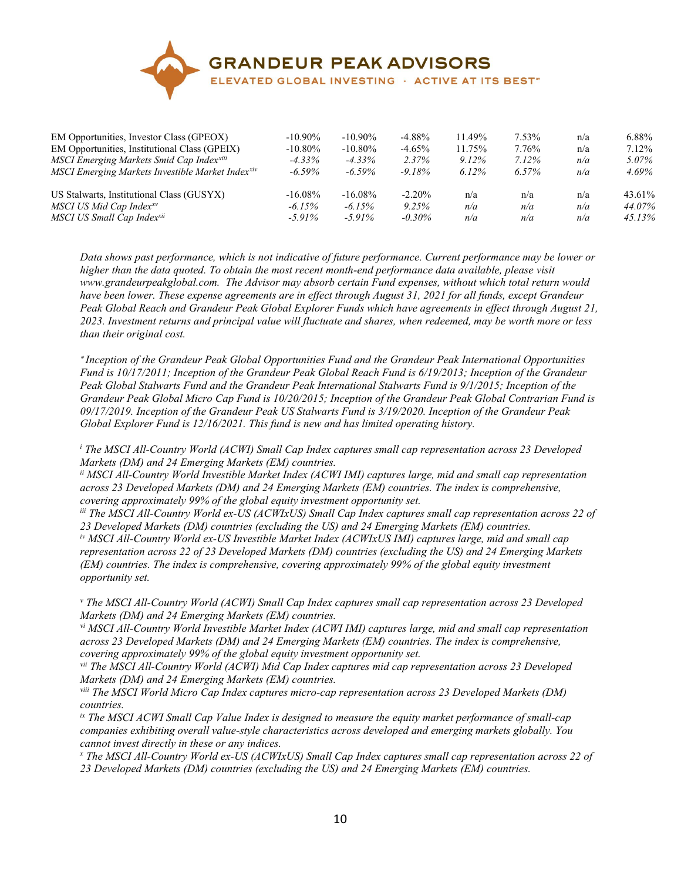| | | | | | | | |
|---|---|---|---|---|---|---|---|
| EM Opportunities, Investor Class (GPEOX) | -10.90% | -10.90% | -4.88% | 11.49% | 7.53% | n/a | 6.88% |
| EM Opportunities, Institutional Class (GPEIX) | -10.80% | -10.80% | -4.65% | 11.75% | 7.76% | n/a | 7.12% |
| *MSCI Emerging Markets Smid Cap Index[xiii]* | *-4.33%* | *-4.33%* | *2.37%* | *9.12%* | *7.12%* | *n/a* | *5.07%* |
| *MSCI Emerging Markets Investible Market Index[xiv]* | *-6.59%* | *-6.59%* | *-9.18%* | *6.12%* | *6.57%* | *n/a* | *4.69%* |
| US Stalwarts, Institutional Class (GUSYX) | -16.08% | -16.08% | -2.20% | n/a | n/a | n/a | 43.61% |
| *MSCI US Mid Cap Index[xv]* | *-6.15%* | *-6.15%* | *9.25%* | *n/a* | *n/a* | *n/a* | *44.07%* |
| *MSCI US Small Cap Index[xii]* | *-5.91%* | *-5.91%* | *-0.30%* | *n/a* | *n/a* | *n/a* | *45.13%* |

*Data shows past performance, which is not indicative of future performance. Current performance may be lower or higher than the data quoted. To obtain the most recent month-end performance data available, please visit www.grandeurpeakglobal.com. The Advisor may absorb certain Fund expenses, without which total return would have been lower. These expense agreements are in effect through August 31, 2021 for all funds, except Grandeur Peak Global Reach and Grandeur Peak Global Explorer Funds which have agreements in effect through August 21, 2023. Investment returns and principal value will fluctuate and shares, when redeemed, may be worth more or less than their original cost.*

*[*] Inception of the Grandeur Peak Global Opportunities Fund and the Grandeur Peak International Opportunities Fund is 10/17/2011; Inception of the Grandeur Peak Global Reach Fund is 6/19/2013; Inception of the Grandeur Peak Global Stalwarts Fund and the Grandeur Peak International Stalwarts Fund is 9/1/2015; Inception of the Grandeur Peak Global Micro Cap Fund is 10/20/2015; Inception of the Grandeur Peak Global Contrarian Fund is 09/17/2019. Inception of the Grandeur Peak US Stalwarts Fund is 3/19/2020. Inception of the Grandeur Peak Global Explorer Fund is 12/16/2021. This fund is new and has limited operating history.*

*[i] The MSCI All-Country World (ACWI) Small Cap Index captures small cap representation across 23 Developed Markets (DM) and 24 Emerging Markets (EM) countries.*
*[ii] MSCI All-Country World Investible Market Index (ACWI IMI) captures large, mid and small cap representation across 23 Developed Markets (DM) and 24 Emerging Markets (EM) countries. The index is comprehensive, covering approximately 99% of the global equity investment opportunity set.*
*[iii] The MSCI All-Country World ex-US (ACWIxUS) Small Cap Index captures small cap representation across 22 of 23 Developed Markets (DM) countries (excluding the US) and 24 Emerging Markets (EM) countries.*
*[iv] MSCI All-Country World ex-US Investible Market Index (ACWIxUS IMI) captures large, mid and small cap representation across 22 of 23 Developed Markets (DM) countries (excluding the US) and 24 Emerging Markets (EM) countries. The index is comprehensive, covering approximately 99% of the global equity investment opportunity set.*

*[v] The MSCI All-Country World (ACWI) Small Cap Index captures small cap representation across 23 Developed Markets (DM) and 24 Emerging Markets (EM) countries.*
*[vi] MSCI All-Country World Investible Market Index (ACWI IMI) captures large, mid and small cap representation across 23 Developed Markets (DM) and 24 Emerging Markets (EM) countries. The index is comprehensive, covering approximately 99% of the global equity investment opportunity set.*
*[vii] The MSCI All-Country World (ACWI) Mid Cap Index captures mid cap representation across 23 Developed Markets (DM) and 24 Emerging Markets (EM) countries.*
*[viii] The MSCI World Micro Cap Index captures micro-cap representation across 23 Developed Markets (DM) countries.*
*[ix] The MSCI ACWI Small Cap Value Index is designed to measure the equity market performance of small-cap companies exhibiting overall value-style characteristics across developed and emerging markets globally. You cannot invest directly in these or any indices.*
*[x] The MSCI All-Country World ex-US (ACWIxUS) Small Cap Index captures small cap representation across 22 of 23 Developed Markets (DM) countries (excluding the US) and 24 Emerging Markets (EM) countries.*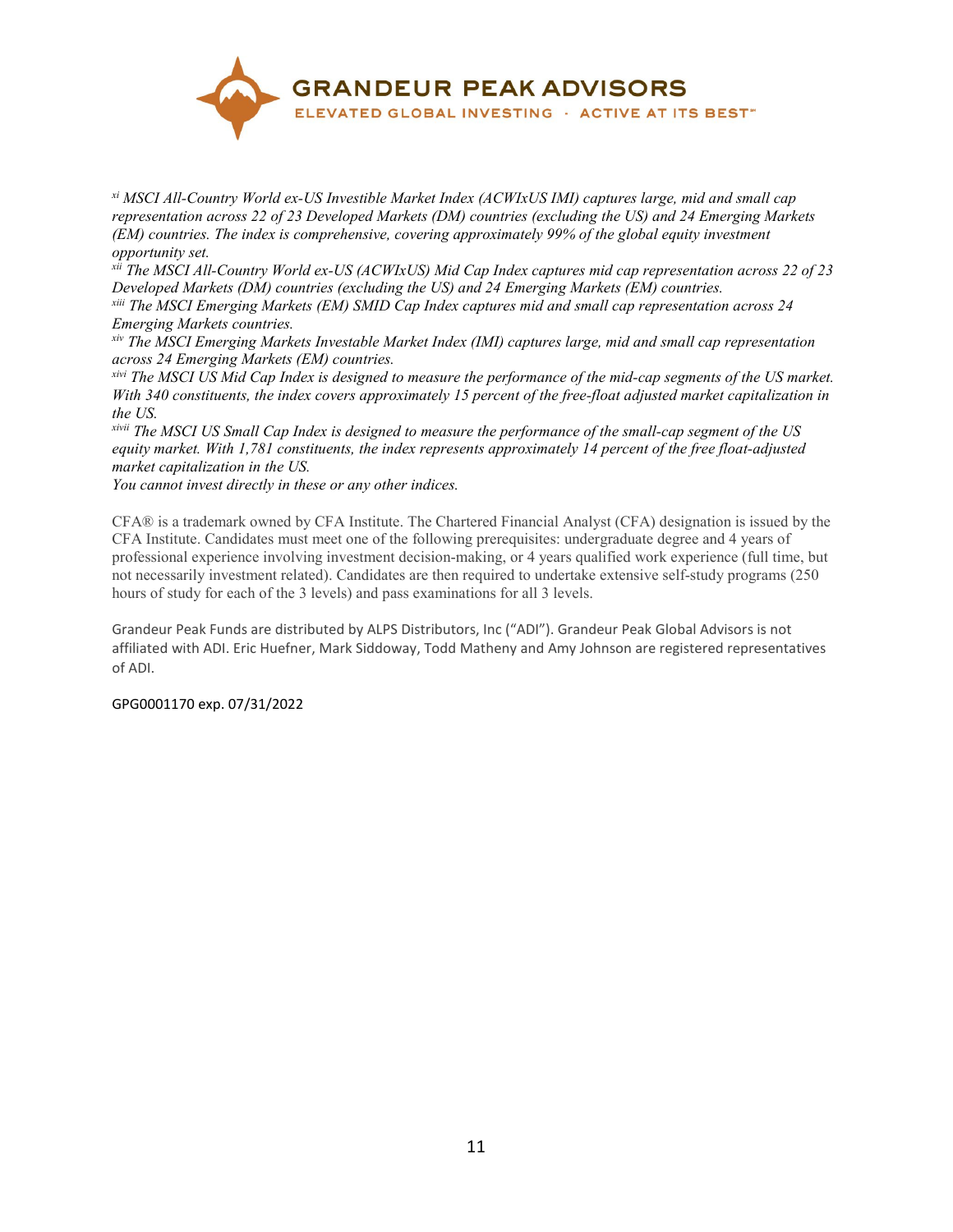[xi] *MSCI All-Country World ex-US Investible Market Index (ACWIxUS IMI) captures large, mid and small cap representation across 22 of 23 Developed Markets (DM) countries (excluding the US) and 24 Emerging Markets (EM) countries. The index is comprehensive, covering approximately 99% of the global equity investment opportunity set.*

[xii] *The MSCI All-Country World ex-US (ACWIxUS) Mid Cap Index captures mid cap representation across 22 of 23 Developed Markets (DM) countries (excluding the US) and 24 Emerging Markets (EM) countries.*

[xiii] *The MSCI Emerging Markets (EM) SMID Cap Index captures mid and small cap representation across 24 Emerging Markets countries.*

[xiv] *The MSCI Emerging Markets Investable Market Index (IMI) captures large, mid and small cap representation across 24 Emerging Markets (EM) countries.*

[xivi] *The MSCI US Mid Cap Index is designed to measure the performance of the mid-cap segments of the US market. With 340 constituents, the index covers approximately 15 percent of the free-float adjusted market capitalization in the US.*

[xivii] *The MSCI US Small Cap Index is designed to measure the performance of the small-cap segment of the US equity market. With 1,781 constituents, the index represents approximately 14 percent of the free float-adjusted market capitalization in the US.*

*You cannot invest directly in these or any other indices.*

CFA® is a trademark owned by CFA Institute. The Chartered Financial Analyst (CFA) designation is issued by the CFA Institute. Candidates must meet one of the following prerequisites: undergraduate degree and 4 years of professional experience involving investment decision-making, or 4 years qualified work experience (full time, but not necessarily investment related). Candidates are then required to undertake extensive self-study programs (250 hours of study for each of the 3 levels) and pass examinations for all 3 levels.

Grandeur Peak Funds are distributed by ALPS Distributors, Inc ("ADI"). Grandeur Peak Global Advisors is not affiliated with ADI. Eric Huefner, Mark Siddoway, Todd Matheny and Amy Johnson are registered representatives of ADI.

GPG0001170 exp. 07/31/2022